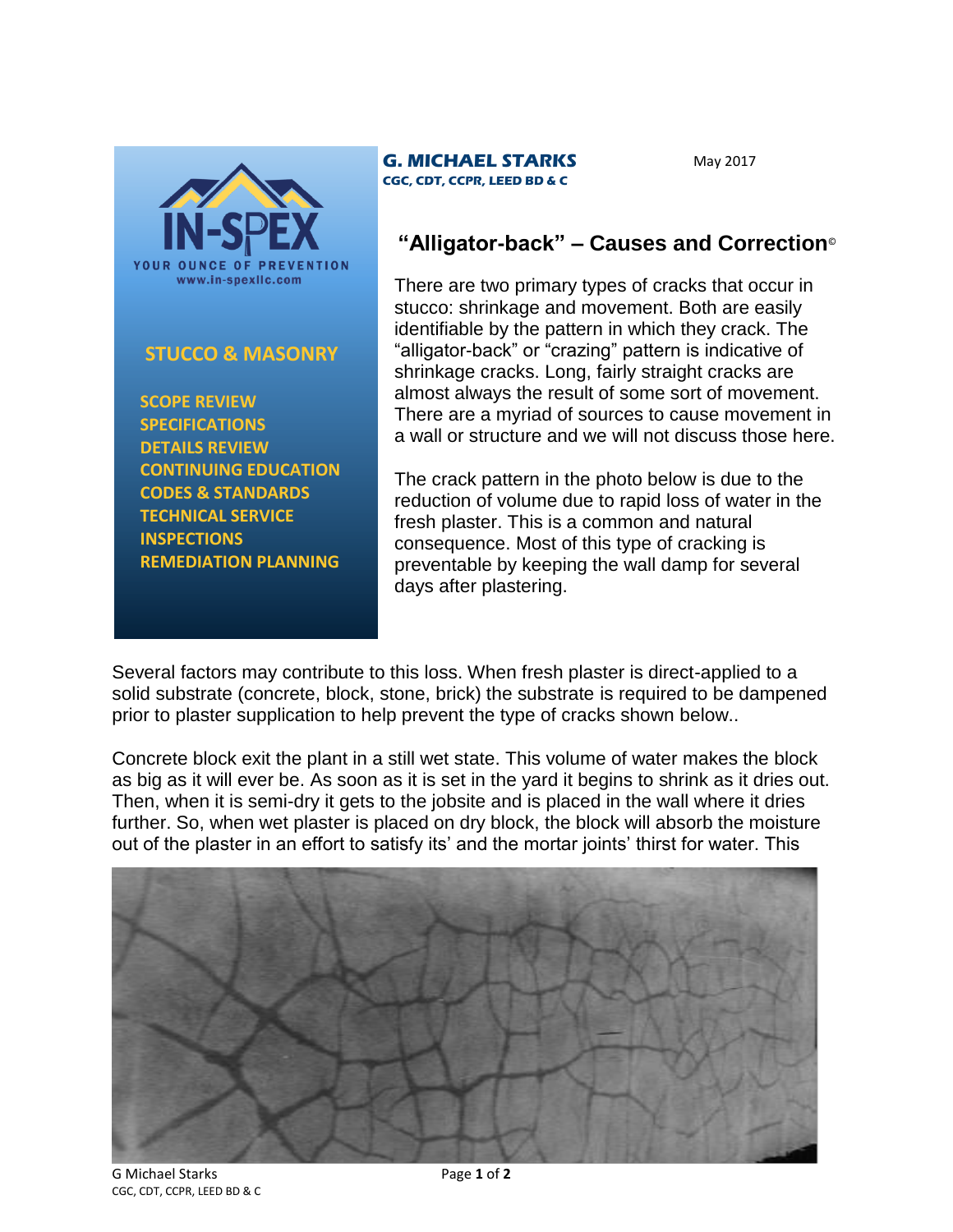**IN-SPEX**

YOUR OUNCE OF PREVENTION
www.in-spexllc.com

**STUCCO & MASONRY**

- SCOPE REVIEW
- SPECIFICATIONS
- DETAILS REVIEW
- CONTINUING EDUCATION
- CODES & STANDARDS
- TECHNICAL SERVICE
- INSPECTIONS
- REMEDIATION PLANNING

**G. MICHAEL STARKS**
**CGC, CDT, CCPR, LEED BD & C**

May 2017

## "Alligator-back" – Causes and Correction©

There are two primary types of cracks that occur in stucco: shrinkage and movement. Both are easily identifiable by the pattern in which they crack. The "alligator-back" or "crazing" pattern is indicative of shrinkage cracks. Long, fairly straight cracks are almost always the result of some sort of movement. There are a myriad of sources to cause movement in a wall or structure and we will not discuss those here.

The crack pattern in the photo below is due to the reduction of volume due to rapid loss of water in the fresh plaster. This is a common and natural consequence. Most of this type of cracking is preventable by keeping the wall damp for several days after plastering.

Several factors may contribute to this loss. When fresh plaster is direct-applied to a solid substrate (concrete, block, stone, brick) the substrate is required to be dampened prior to plaster supplication to help prevent the type of cracks shown below..

Concrete block exit the plant in a still wet state. This volume of water makes the block as big as it will ever be. As soon as it is set in the yard it begins to shrink as it dries out. Then, when it is semi-dry it gets to the jobsite and is placed in the wall where it dries further. So, when wet plaster is placed on dry block, the block will absorb the moisture out of the plaster in an effort to satisfy its' and the mortar joints' thirst for water. This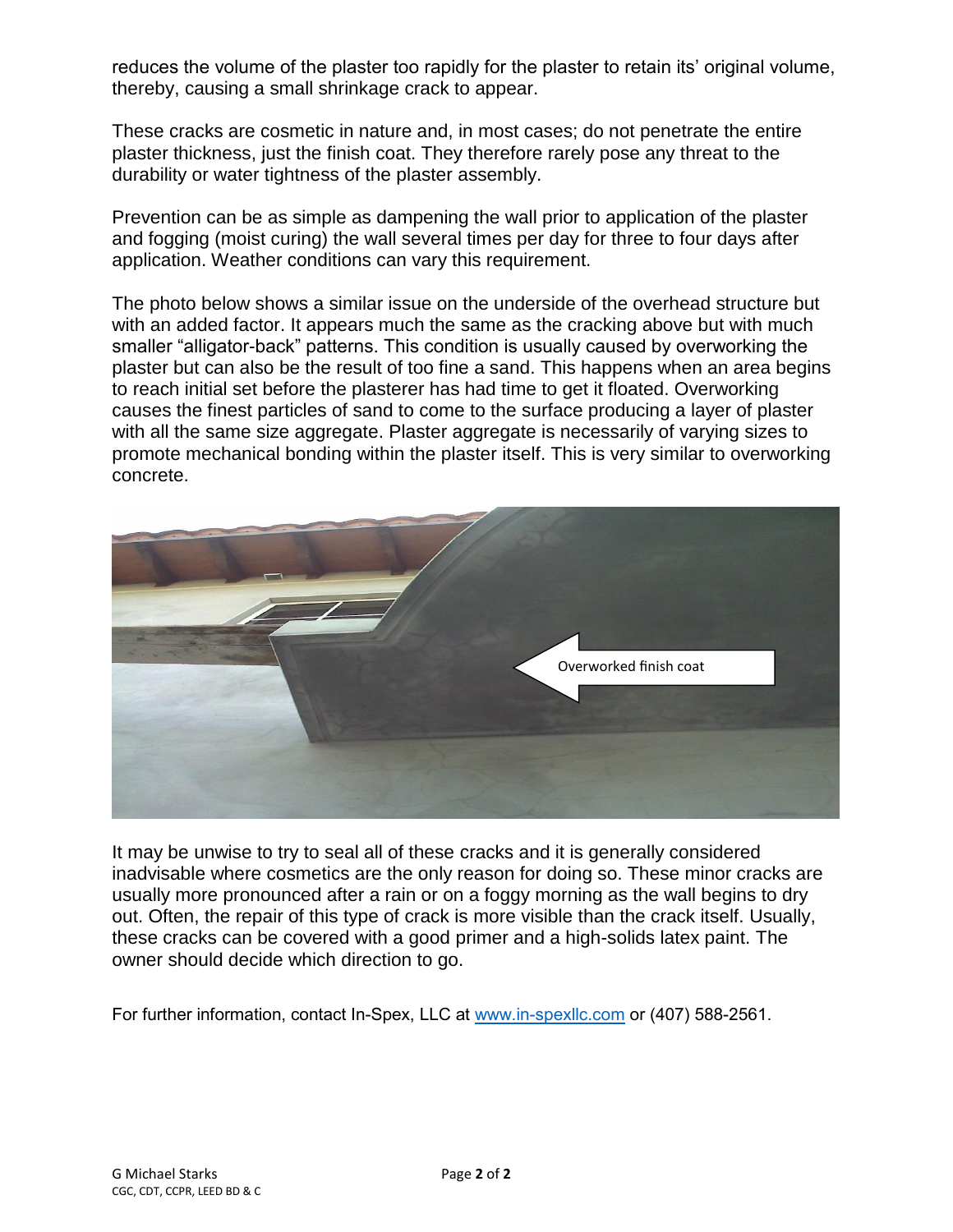reduces the volume of the plaster too rapidly for the plaster to retain its' original volume, thereby, causing a small shrinkage crack to appear.

These cracks are cosmetic in nature and, in most cases; do not penetrate the entire plaster thickness, just the finish coat. They therefore rarely pose any threat to the durability or water tightness of the plaster assembly.

Prevention can be as simple as dampening the wall prior to application of the plaster and fogging (moist curing) the wall several times per day for three to four days after application. Weather conditions can vary this requirement.

The photo below shows a similar issue on the underside of the overhead structure but with an added factor. It appears much the same as the cracking above but with much smaller "alligator-back" patterns. This condition is usually caused by overworking the plaster but can also be the result of too fine a sand. This happens when an area begins to reach initial set before the plasterer has had time to get it floated. Overworking causes the finest particles of sand to come to the surface producing a layer of plaster with all the same size aggregate. Plaster aggregate is necessarily of varying sizes to promote mechanical bonding within the plaster itself. This is very similar to overworking concrete.

Overworked finish coat

It may be unwise to try to seal all of these cracks and it is generally considered inadvisable where cosmetics are the only reason for doing so. These minor cracks are usually more pronounced after a rain or on a foggy morning as the wall begins to dry out. Often, the repair of this type of crack is more visible than the crack itself. Usually, these cracks can be covered with a good primer and a high-solids latex paint. The owner should decide which direction to go.

For further information, contact In-Spex, LLC at www.in-spexllc.com or (407) 588-2561.

G Michael Starks
CGC, CDT, CCPR, LEED BD & C